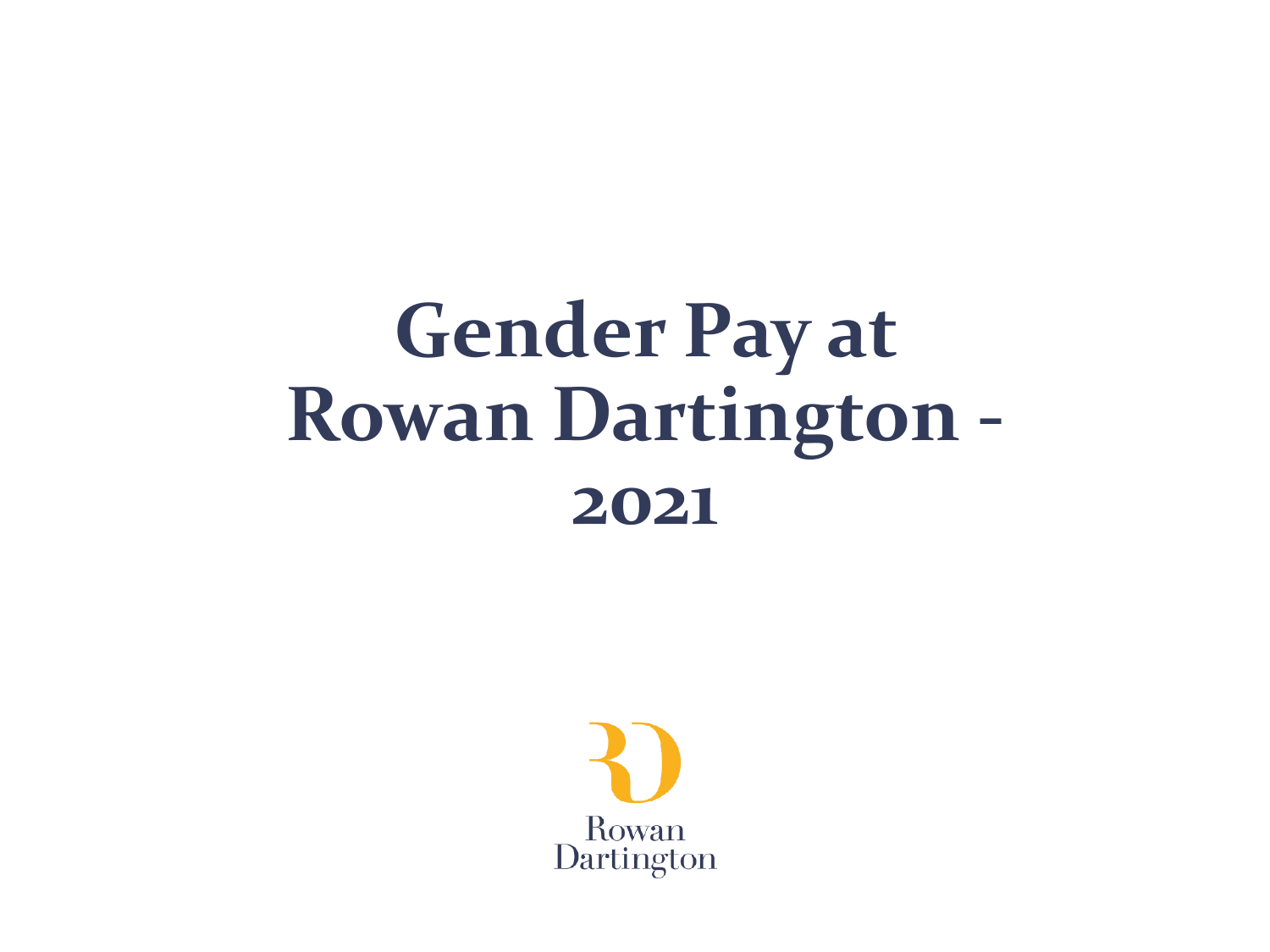# Gender Pay at Rowan Dartington - 2021

Rowan Dartington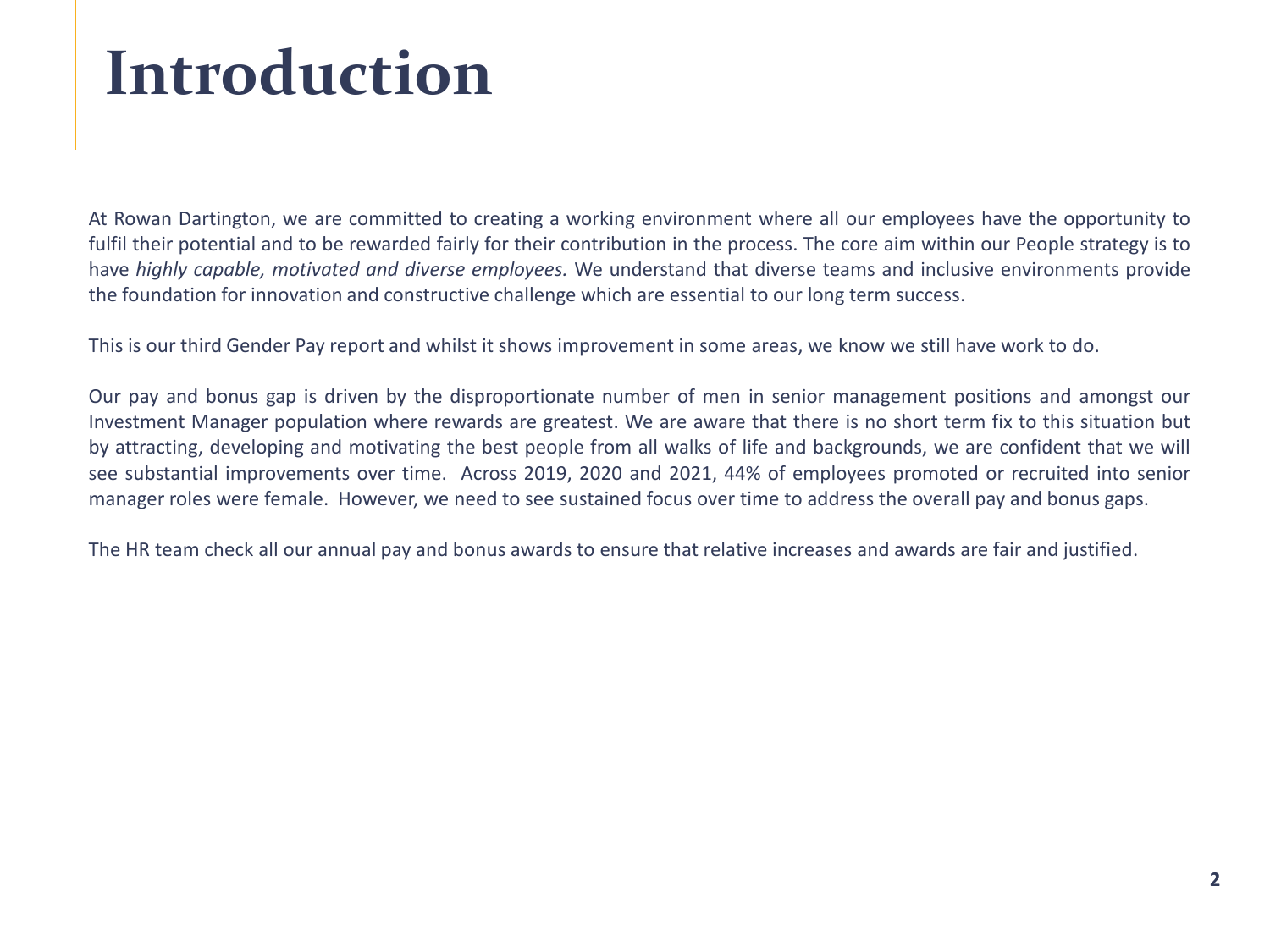# Introduction

At Rowan Dartington, we are committed to creating a working environment where all our employees have the opportunity to fulfil their potential and to be rewarded fairly for their contribution in the process. The core aim within our People strategy is to have *highly capable, motivated and diverse employees.* We understand that diverse teams and inclusive environments provide the foundation for innovation and constructive challenge which are essential to our long term success.

This is our third Gender Pay report and whilst it shows improvement in some areas, we know we still have work to do.

Our pay and bonus gap is driven by the disproportionate number of men in senior management positions and amongst our Investment Manager population where rewards are greatest. We are aware that there is no short term fix to this situation but by attracting, developing and motivating the best people from all walks of life and backgrounds, we are confident that we will see substantial improvements over time. Across 2019, 2020 and 2021, 44% of employees promoted or recruited into senior manager roles were female. However, we need to see sustained focus over time to address the overall pay and bonus gaps.

The HR team check all our annual pay and bonus awards to ensure that relative increases and awards are fair and justified.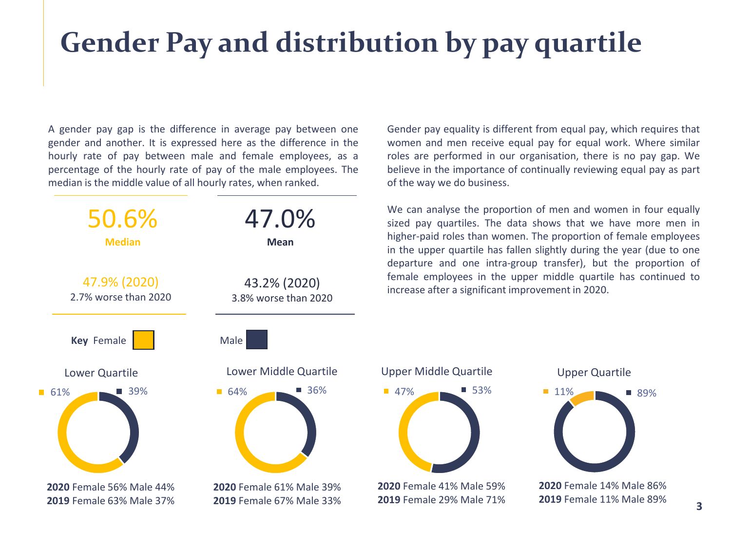# Gender Pay and distribution by pay quartile

A gender pay gap is the difference in average pay between one gender and another. It is expressed here as the difference in the hourly rate of pay between male and female employees, as a percentage of the hourly rate of pay of the male employees. The median is the middle value of all hourly rates, when ranked.

| Median | Mean |
|---|---|
| 50.6% | 47.0% |
| 47.9% (2020) | 43.2% (2020) |
| 2.7% worse than 2020 | 3.8% worse than 2020 |

Gender pay equality is different from equal pay, which requires that women and men receive equal pay for equal work. Where similar roles are performed in our organisation, there is no pay gap. We believe in the importance of continually reviewing equal pay as part of the way we do business.

We can analyse the proportion of men and women in four equally sized pay quartiles. The data shows that we have more men in higher-paid roles than women. The proportion of female employees in the upper quartile has fallen slightly during the year (due to one departure and one intra-group transfer), but the proportion of female employees in the upper middle quartile has continued to increase after a significant improvement in 2020.

**Key** Female / Male

| | Lower Quartile | Lower Middle Quartile | Upper Middle Quartile | Upper Quartile |
|---|---|---|---|---|
| Female | 61% | 64% | 47% | 11% |
| Male | 39% | 36% | 53% | 89% |
| **2020** | Female 56% Male 44% | Female 61% Male 39% | Female 41% Male 59% | Female 14% Male 86% |
| **2019** | Female 63% Male 37% | Female 67% Male 33% | Female 29% Male 71% | Female 11% Male 89% |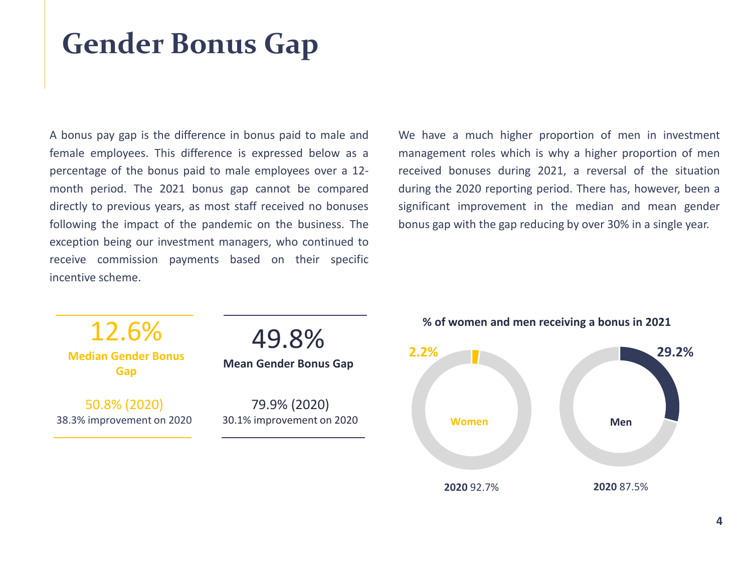# Gender Bonus Gap

A bonus pay gap is the difference in bonus paid to male and female employees. This difference is expressed below as a percentage of the bonus paid to male employees over a 12-month period. The 2021 bonus gap cannot be compared directly to previous years, as most staff received no bonuses following the impact of the pandemic on the business. The exception being our investment managers, who continued to receive commission payments based on their specific incentive scheme.

We have a much higher proportion of men in investment management roles which is why a higher proportion of men received bonuses during 2021, a reversal of the situation during the 2020 reporting period. There has, however, been a significant improvement in the median and mean gender bonus gap with the gap reducing by over 30% in a single year.

12.6%

**Median Gender Bonus Gap**

50.8% (2020)
38.3% improvement on 2020

49.8%

**Mean Gender Bonus Gap**

79.9% (2020)
30.1% improvement on 2020

**% of women and men receiving a bonus in 2021**

**Women**: 2.2%

**2020** 92.7%

**Men**: 29.2%

**2020** 87.5%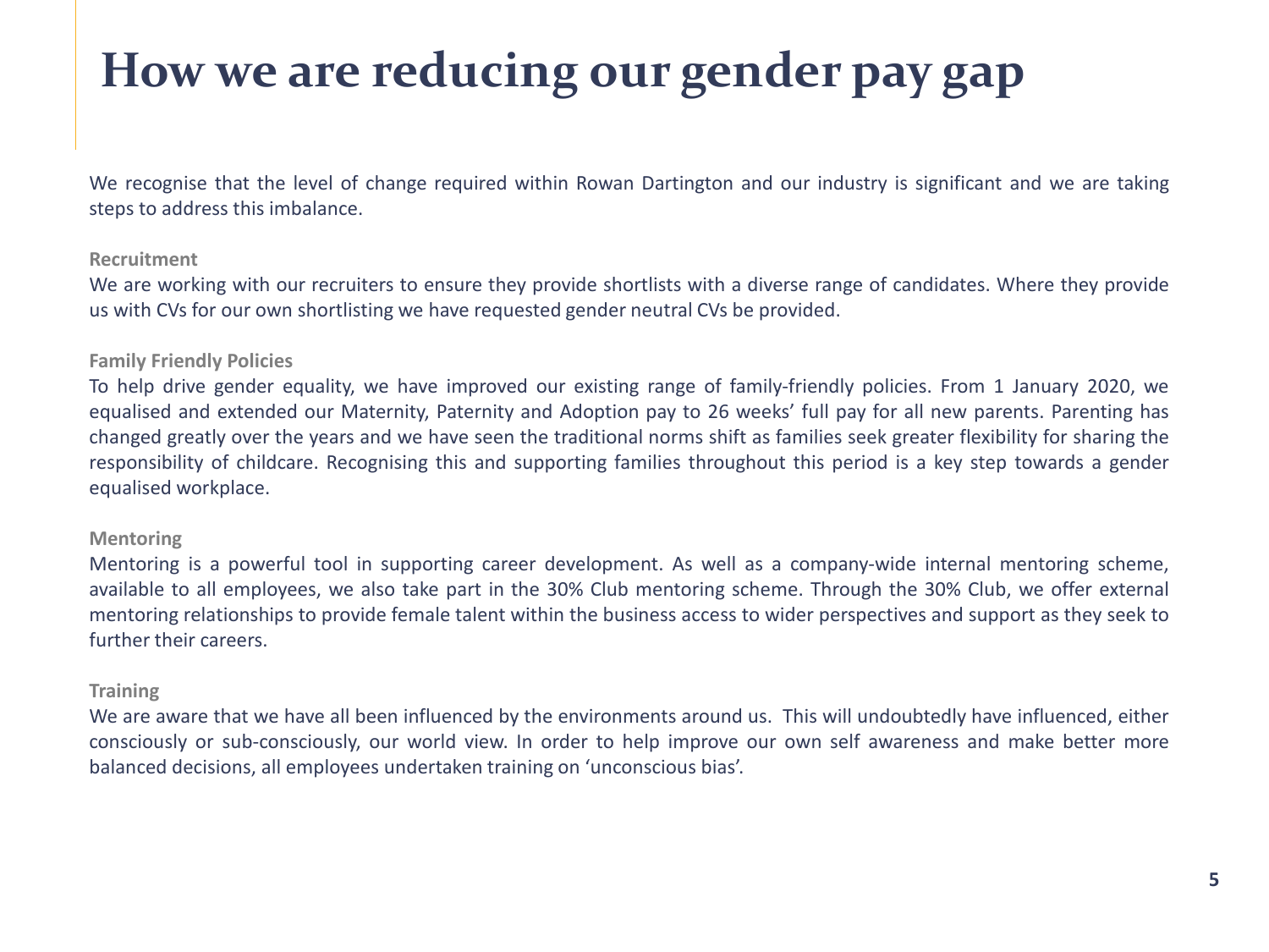# How we are reducing our gender pay gap

We recognise that the level of change required within Rowan Dartington and our industry is significant and we are taking steps to address this imbalance.

**Recruitment**

We are working with our recruiters to ensure they provide shortlists with a diverse range of candidates. Where they provide us with CVs for our own shortlisting we have requested gender neutral CVs be provided.

**Family Friendly Policies**

To help drive gender equality, we have improved our existing range of family-friendly policies. From 1 January 2020, we equalised and extended our Maternity, Paternity and Adoption pay to 26 weeks' full pay for all new parents. Parenting has changed greatly over the years and we have seen the traditional norms shift as families seek greater flexibility for sharing the responsibility of childcare. Recognising this and supporting families throughout this period is a key step towards a gender equalised workplace.

**Mentoring**

Mentoring is a powerful tool in supporting career development. As well as a company-wide internal mentoring scheme, available to all employees, we also take part in the 30% Club mentoring scheme. Through the 30% Club, we offer external mentoring relationships to provide female talent within the business access to wider perspectives and support as they seek to further their careers.

**Training**

We are aware that we have all been influenced by the environments around us. This will undoubtedly have influenced, either consciously or sub-consciously, our world view. In order to help improve our own self awareness and make better more balanced decisions, all employees undertaken training on 'unconscious bias'.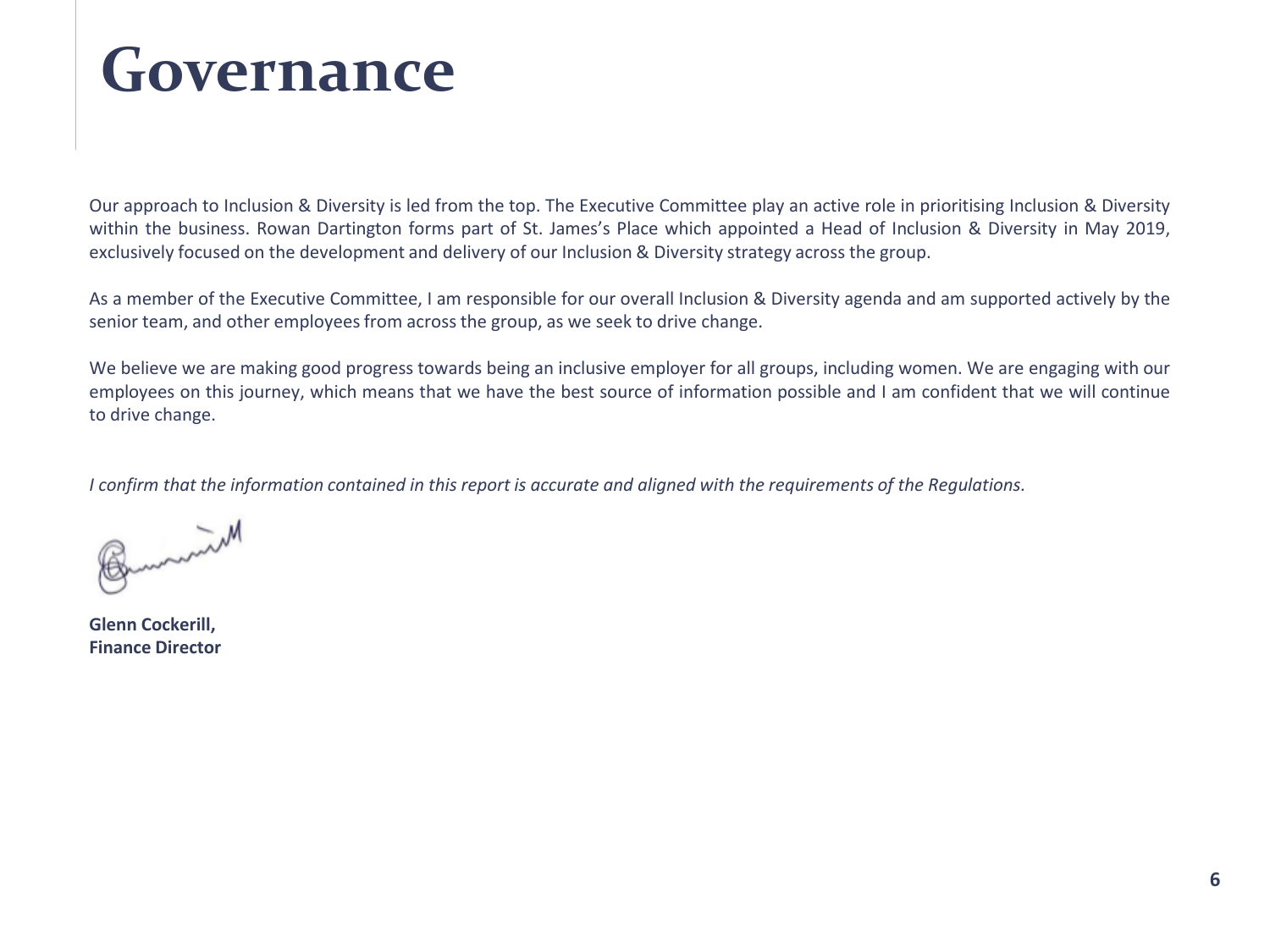# Governance

Our approach to Inclusion & Diversity is led from the top. The Executive Committee play an active role in prioritising Inclusion & Diversity within the business. Rowan Dartington forms part of St. James's Place which appointed a Head of Inclusion & Diversity in May 2019, exclusively focused on the development and delivery of our Inclusion & Diversity strategy across the group.

As a member of the Executive Committee, I am responsible for our overall Inclusion & Diversity agenda and am supported actively by the senior team, and other employees from across the group, as we seek to drive change.

We believe we are making good progress towards being an inclusive employer for all groups, including women. We are engaging with our employees on this journey, which means that we have the best source of information possible and I am confident that we will continue to drive change.

*I confirm that the information contained in this report is accurate and aligned with the requirements of the Regulations.*

**Glenn Cockerill,**
**Finance Director**